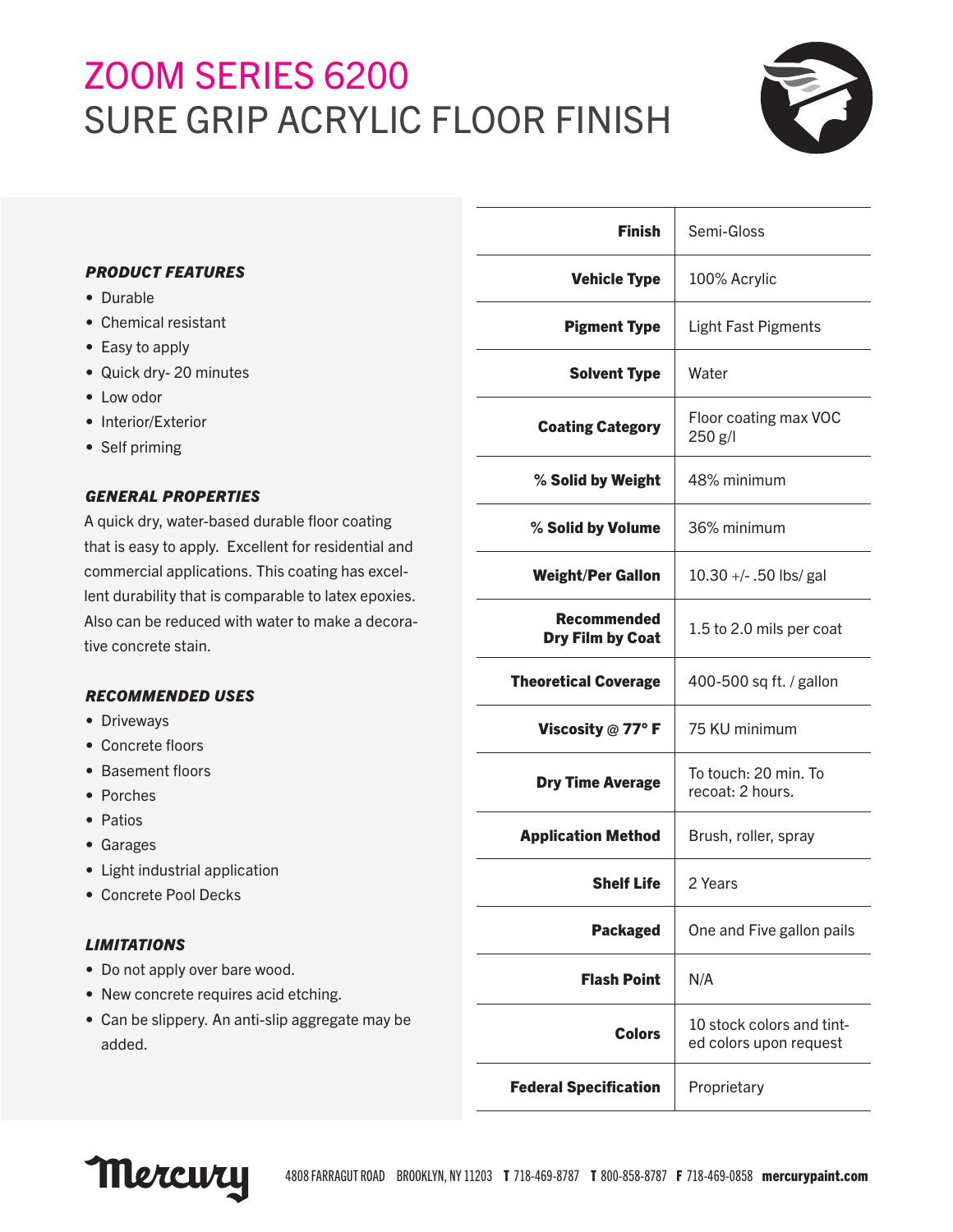# ZOOM SERIES 6200
# SURE GRIP ACRYLIC FLOOR FINISH

***PRODUCT FEATURES***

- Durable
- Chemical resistant
- Easy to apply
- Quick dry- 20 minutes
- Low odor
- Interior/Exterior
- Self priming

***GENERAL PROPERTIES***

A quick dry, water-based durable floor coating that is easy to apply. Excellent for residential and commercial applications. This coating has excellent durability that is comparable to latex epoxies. Also can be reduced with water to make a decorative concrete stain.

***RECOMMENDED USES***

- Driveways
- Concrete floors
- Basement floors
- Porches
- Patios
- Garages
- Light industrial application
- Concrete Pool Decks

***LIMITATIONS***

- Do not apply over bare wood.
- New concrete requires acid etching.
- Can be slippery. An anti-slip aggregate may be added.

| | |
|---|---|
| **Finish** | Semi-Gloss |
| **Vehicle Type** | 100% Acrylic |
| **Pigment Type** | Light Fast Pigments |
| **Solvent Type** | Water |
| **Coating Category** | Floor coating max VOC 250 g/l |
| **% Solid by Weight** | 48% minimum |
| **% Solid by Volume** | 36% minimum |
| **Weight/Per Gallon** | 10.30 +/- .50 lbs/ gal |
| **Recommended Dry Film by Coat** | 1.5 to 2.0 mils per coat |
| **Theoretical Coverage** | 400-500 sq ft. / gallon |
| **Viscosity @ 77° F** | 75 KU minimum |
| **Dry Time Average** | To touch: 20 min. To recoat: 2 hours. |
| **Application Method** | Brush, roller, spray |
| **Shelf Life** | 2 Years |
| **Packaged** | One and Five gallon pails |
| **Flash Point** | N/A |
| **Colors** | 10 stock colors and tinted colors upon request |
| **Federal Specification** | Proprietary |

Mercury 4808 FARRAGUT ROAD BROOKLYN, NY 11203 **T** 718-469-8787 **T** 800-858-8787 **F** 718-469-0858 **mercurypaint.com**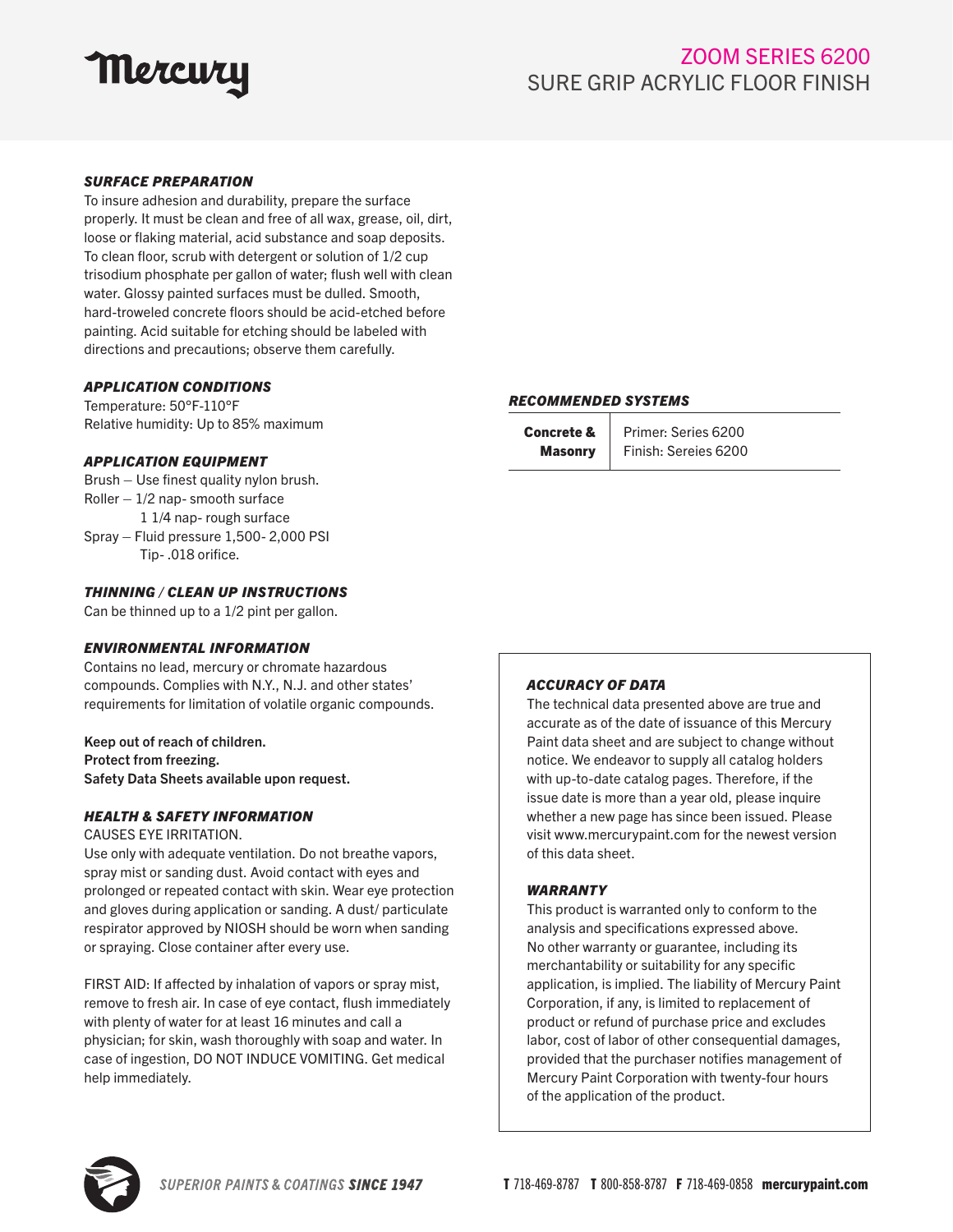# ZOOM SERIES 6200
## SURE GRIP ACRYLIC FLOOR FINISH

### *SURFACE PREPARATION*

To insure adhesion and durability, prepare the surface properly. It must be clean and free of all wax, grease, oil, dirt, loose or flaking material, acid substance and soap deposits. To clean floor, scrub with detergent or solution of 1/2 cup trisodium phosphate per gallon of water; flush well with clean water. Glossy painted surfaces must be dulled. Smooth, hard-troweled concrete floors should be acid-etched before painting. Acid suitable for etching should be labeled with directions and precautions; observe them carefully.

### *APPLICATION CONDITIONS*

Temperature: 50°F-110°F
Relative humidity: Up to 85% maximum

### *APPLICATION EQUIPMENT*

Brush – Use finest quality nylon brush.
Roller – 1/2 nap- smooth surface
1 1/4 nap- rough surface
Spray – Fluid pressure 1,500- 2,000 PSI
Tip- .018 orifice.

### *THINNING / CLEAN UP INSTRUCTIONS*

Can be thinned up to a 1/2 pint per gallon.

### *ENVIRONMENTAL INFORMATION*

Contains no lead, mercury or chromate hazardous compounds. Complies with N.Y., N.J. and other states' requirements for limitation of volatile organic compounds.

**Keep out of reach of children.**
**Protect from freezing.**
**Safety Data Sheets available upon request.**

### *HEALTH & SAFETY INFORMATION*

CAUSES EYE IRRITATION.
Use only with adequate ventilation. Do not breathe vapors, spray mist or sanding dust. Avoid contact with eyes and prolonged or repeated contact with skin. Wear eye protection and gloves during application or sanding. A dust/ particulate respirator approved by NIOSH should be worn when sanding or spraying. Close container after every use.

FIRST AID: If affected by inhalation of vapors or spray mist, remove to fresh air. In case of eye contact, flush immediately with plenty of water for at least 16 minutes and call a physician; for skin, wash thoroughly with soap and water. In case of ingestion, DO NOT INDUCE VOMITING. Get medical help immediately.

### *RECOMMENDED SYSTEMS*

| | |
|---|---|
| **Concrete & Masonry** | Primer: Series 6200<br>Finish: Sereies 6200 |

### *ACCURACY OF DATA*

The technical data presented above are true and accurate as of the date of issuance of this Mercury Paint data sheet and are subject to change without notice. We endeavor to supply all catalog holders with up-to-date catalog pages. Therefore, if the issue date is more than a year old, please inquire whether a new page has since been issued. Please visit www.mercurypaint.com for the newest version of this data sheet.

### *WARRANTY*

This product is warranted only to conform to the analysis and specifications expressed above. No other warranty or guarantee, including its merchantability or suitability for any specific application, is implied. The liability of Mercury Paint Corporation, if any, is limited to replacement of product or refund of purchase price and excludes labor, cost of labor of other consequential damages, provided that the purchaser notifies management of Mercury Paint Corporation with twenty-four hours of the application of the product.